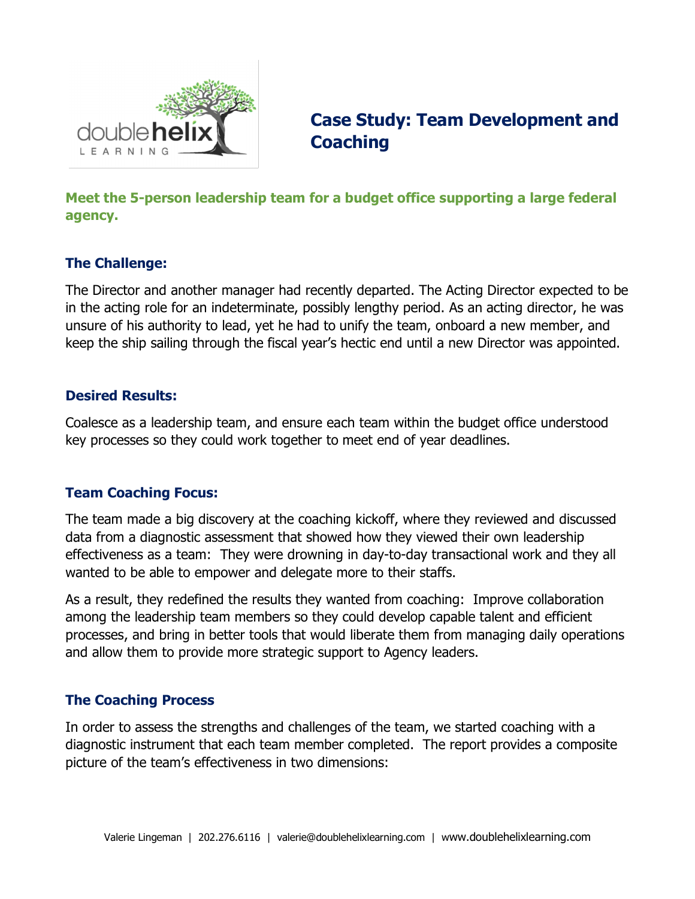# Case Study: Team Development and Coaching

**Meet the 5-person leadership team for a budget office supporting a large federal agency.**

## The Challenge:

The Director and another manager had recently departed. The Acting Director expected to be in the acting role for an indeterminate, possibly lengthy period. As an acting director, he was unsure of his authority to lead, yet he had to unify the team, onboard a new member, and keep the ship sailing through the fiscal year's hectic end until a new Director was appointed.

## Desired Results:

Coalesce as a leadership team, and ensure each team within the budget office understood key processes so they could work together to meet end of year deadlines.

## Team Coaching Focus:

The team made a big discovery at the coaching kickoff, where they reviewed and discussed data from a diagnostic assessment that showed how they viewed their own leadership effectiveness as a team: They were drowning in day-to-day transactional work and they all wanted to be able to empower and delegate more to their staffs.

As a result, they redefined the results they wanted from coaching: Improve collaboration among the leadership team members so they could develop capable talent and efficient processes, and bring in better tools that would liberate them from managing daily operations and allow them to provide more strategic support to Agency leaders.

## The Coaching Process

In order to assess the strengths and challenges of the team, we started coaching with a diagnostic instrument that each team member completed. The report provides a composite picture of the team's effectiveness in two dimensions: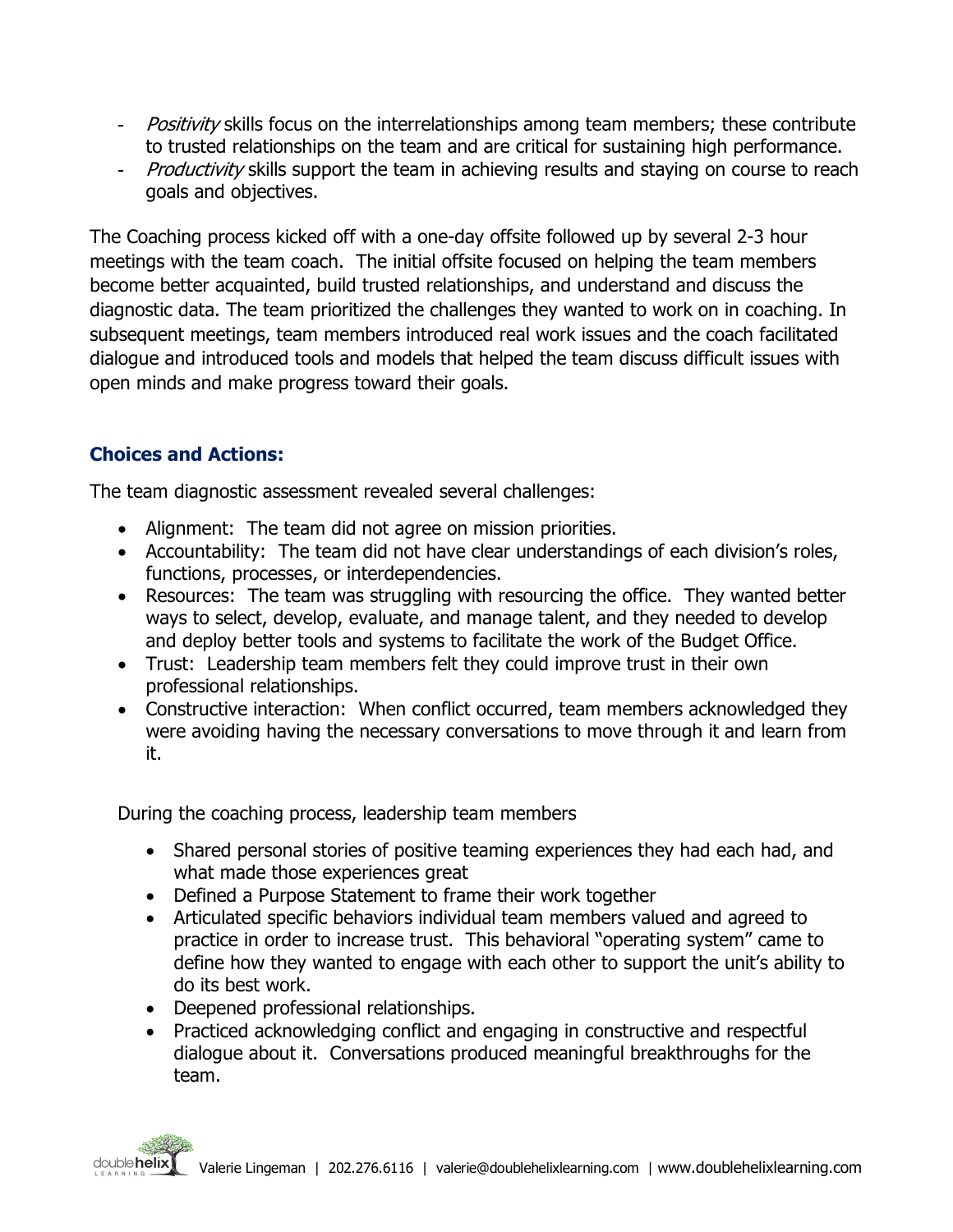- *Positivity* skills focus on the interrelationships among team members; these contribute to trusted relationships on the team and are critical for sustaining high performance.
- *Productivity* skills support the team in achieving results and staying on course to reach goals and objectives.

The Coaching process kicked off with a one-day offsite followed up by several 2-3 hour meetings with the team coach. The initial offsite focused on helping the team members become better acquainted, build trusted relationships, and understand and discuss the diagnostic data. The team prioritized the challenges they wanted to work on in coaching. In subsequent meetings, team members introduced real work issues and the coach facilitated dialogue and introduced tools and models that helped the team discuss difficult issues with open minds and make progress toward their goals.

### Choices and Actions:

The team diagnostic assessment revealed several challenges:

- Alignment: The team did not agree on mission priorities.
- Accountability: The team did not have clear understandings of each division's roles, functions, processes, or interdependencies.
- Resources: The team was struggling with resourcing the office. They wanted better ways to select, develop, evaluate, and manage talent, and they needed to develop and deploy better tools and systems to facilitate the work of the Budget Office.
- Trust: Leadership team members felt they could improve trust in their own professional relationships.
- Constructive interaction: When conflict occurred, team members acknowledged they were avoiding having the necessary conversations to move through it and learn from it.

During the coaching process, leadership team members

- Shared personal stories of positive teaming experiences they had each had, and what made those experiences great
- Defined a Purpose Statement to frame their work together
- Articulated specific behaviors individual team members valued and agreed to practice in order to increase trust. This behavioral "operating system" came to define how they wanted to engage with each other to support the unit's ability to do its best work.
- Deepened professional relationships.
- Practiced acknowledging conflict and engaging in constructive and respectful dialogue about it. Conversations produced meaningful breakthroughs for the team.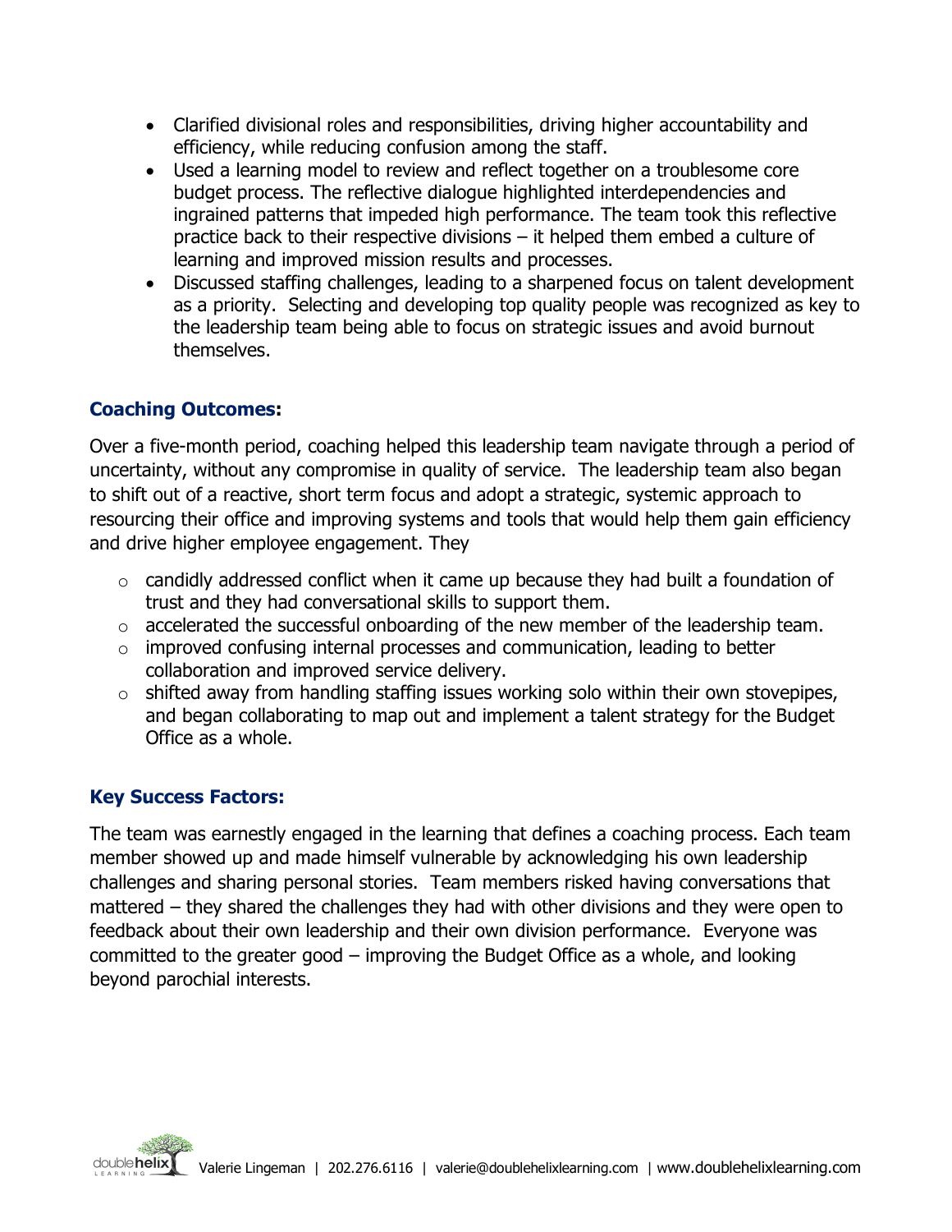- Clarified divisional roles and responsibilities, driving higher accountability and efficiency, while reducing confusion among the staff.
- Used a learning model to review and reflect together on a troublesome core budget process. The reflective dialogue highlighted interdependencies and ingrained patterns that impeded high performance. The team took this reflective practice back to their respective divisions – it helped them embed a culture of learning and improved mission results and processes.
- Discussed staffing challenges, leading to a sharpened focus on talent development as a priority. Selecting and developing top quality people was recognized as key to the leadership team being able to focus on strategic issues and avoid burnout themselves.

### Coaching Outcomes:

Over a five-month period, coaching helped this leadership team navigate through a period of uncertainty, without any compromise in quality of service. The leadership team also began to shift out of a reactive, short term focus and adopt a strategic, systemic approach to resourcing their office and improving systems and tools that would help them gain efficiency and drive higher employee engagement. They

- candidly addressed conflict when it came up because they had built a foundation of trust and they had conversational skills to support them.
- accelerated the successful onboarding of the new member of the leadership team.
- improved confusing internal processes and communication, leading to better collaboration and improved service delivery.
- shifted away from handling staffing issues working solo within their own stovepipes, and began collaborating to map out and implement a talent strategy for the Budget Office as a whole.

### Key Success Factors:

The team was earnestly engaged in the learning that defines a coaching process. Each team member showed up and made himself vulnerable by acknowledging his own leadership challenges and sharing personal stories. Team members risked having conversations that mattered – they shared the challenges they had with other divisions and they were open to feedback about their own leadership and their own division performance. Everyone was committed to the greater good – improving the Budget Office as a whole, and looking beyond parochial interests.